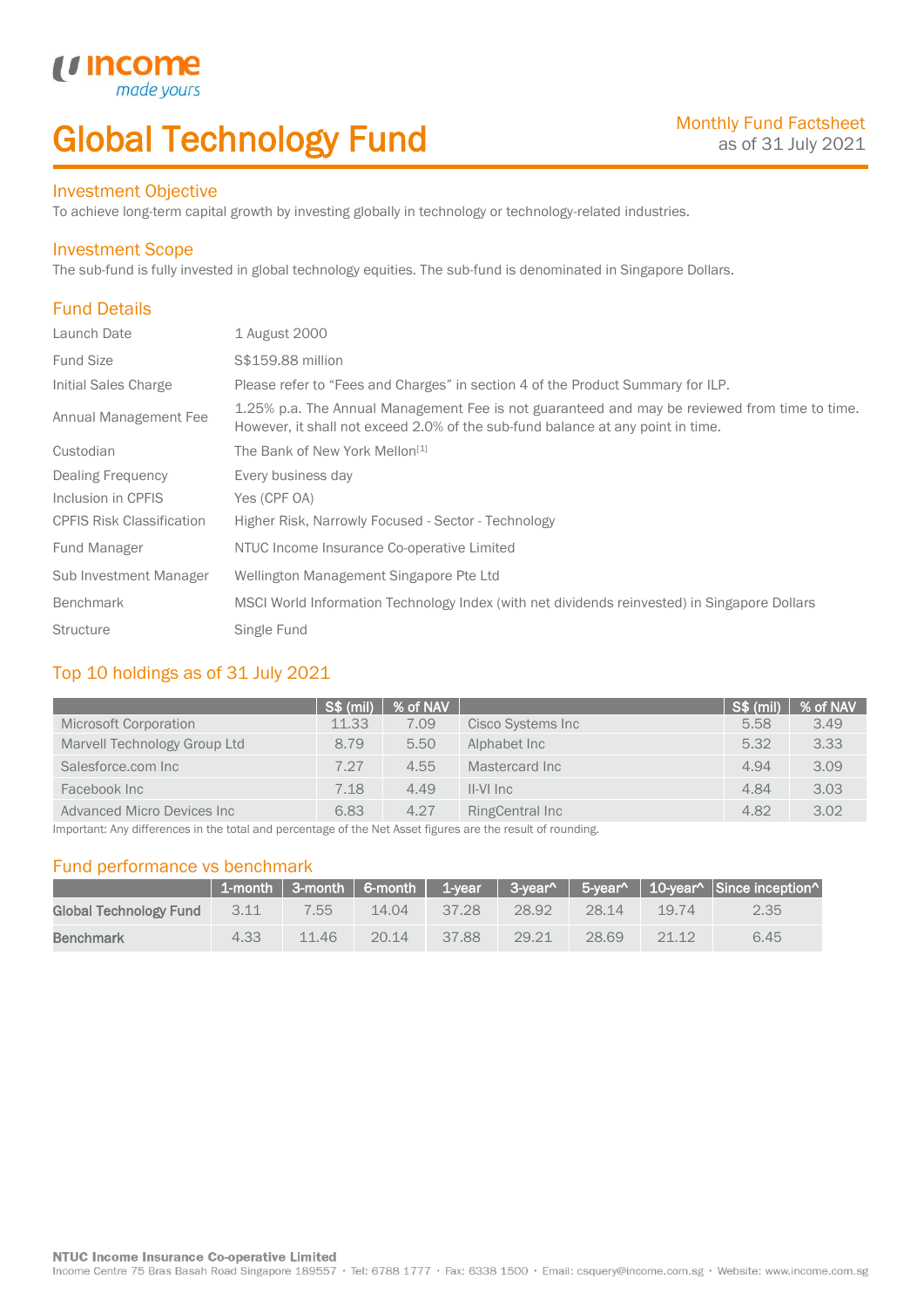# Global Technology Fund

Monthly Fund Factsheet
as of 31 July 2021

## Investment Objective

To achieve long-term capital growth by investing globally in technology or technology-related industries.

## Investment Scope

The sub-fund is fully invested in global technology equities. The sub-fund is denominated in Singapore Dollars.

## Fund Details

| | |
|---|---|
| Launch Date | 1 August 2000 |
| Fund Size | S$159.88 million |
| Initial Sales Charge | Please refer to "Fees and Charges" in section 4 of the Product Summary for ILP. |
| Annual Management Fee | 1.25% p.a. The Annual Management Fee is not guaranteed and may be reviewed from time to time. However, it shall not exceed 2.0% of the sub-fund balance at any point in time. |
| Custodian | The Bank of New York Mellon[1] |
| Dealing Frequency | Every business day |
| Inclusion in CPFIS | Yes (CPF OA) |
| CPFIS Risk Classification | Higher Risk, Narrowly Focused - Sector - Technology |
| Fund Manager | NTUC Income Insurance Co-operative Limited |
| Sub Investment Manager | Wellington Management Singapore Pte Ltd |
| Benchmark | MSCI World Information Technology Index (with net dividends reinvested) in Singapore Dollars |
| Structure | Single Fund |

## Top 10 holdings as of 31 July 2021

| | S$ (mil) | % of NAV | | S$ (mil) | % of NAV |
|---|---|---|---|---|---|
| Microsoft Corporation | 11.33 | 7.09 | Cisco Systems Inc | 5.58 | 3.49 |
| Marvell Technology Group Ltd | 8.79 | 5.50 | Alphabet Inc | 5.32 | 3.33 |
| Salesforce.com Inc | 7.27 | 4.55 | Mastercard Inc | 4.94 | 3.09 |
| Facebook Inc | 7.18 | 4.49 | II-VI Inc | 4.84 | 3.03 |
| Advanced Micro Devices Inc | 6.83 | 4.27 | RingCentral Inc | 4.82 | 3.02 |

Important: Any differences in the total and percentage of the Net Asset figures are the result of rounding.

## Fund performance vs benchmark

| | 1-month | 3-month | 6-month | 1-year | 3-year^ | 5-year^ | 10-year^ | Since inception^ |
|---|---|---|---|---|---|---|---|---|
| **Global Technology Fund** | 3.11 | 7.55 | 14.04 | 37.28 | 28.92 | 28.14 | 19.74 | 2.35 |
| **Benchmark** | 4.33 | 11.46 | 20.14 | 37.88 | 29.21 | 28.69 | 21.12 | 6.45 |

**NTUC Income Insurance Co-operative Limited**
Income Centre 75 Bras Basah Road Singapore 189557 • Tel: 6788 1777 • Fax: 6338 1500 • Email: csquery@income.com.sg • Website: www.income.com.sg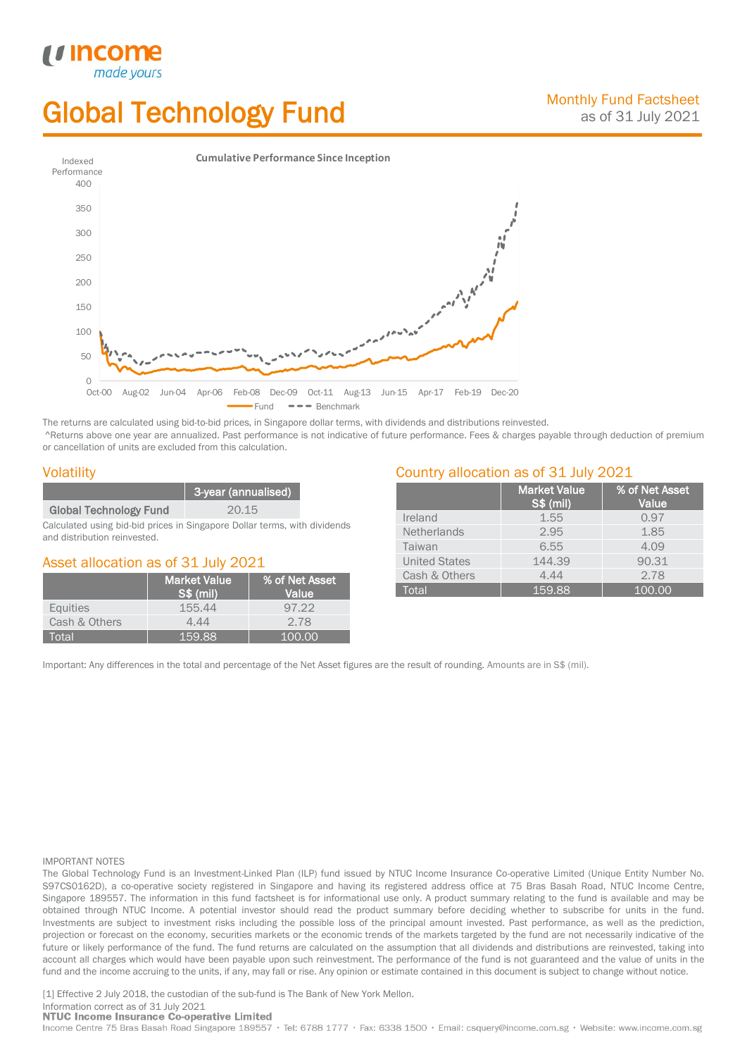# Global Technology Fund

Monthly Fund Factsheet
as of 31 July 2021

Cumulative Performance Since Inception

Indexed Performance

400
350
300
250
200
150
100
50
0

Oct-00 Aug-02 Jun-04 Apr-06 Feb-08 Dec-09 Oct-11 Aug-13 Jun-15 Apr-17 Feb-19 Dec-20

Fund Benchmark

The returns are calculated using bid-to-bid prices, in Singapore dollar terms, with dividends and distributions reinvested.
^Returns above one year are annualized. Past performance is not indicative of future performance. Fees & charges payable through deduction of premium or cancellation of units are excluded from this calculation.

## Volatility

| | 3-year (annualised) |
|---|---|
| Global Technology Fund | 20.15 |

Calculated using bid-bid prices in Singapore Dollar terms, with dividends and distribution reinvested.

## Asset allocation as of 31 July 2021

| | Market Value S$ (mil) | % of Net Asset Value |
|---|---|---|
| Equities | 155.44 | 97.22 |
| Cash & Others | 4.44 | 2.78 |
| Total | 159.88 | 100.00 |

## Country allocation as of 31 July 2021

| | Market Value S$ (mil) | % of Net Asset Value |
|---|---|---|
| Ireland | 1.55 | 0.97 |
| Netherlands | 2.95 | 1.85 |
| Taiwan | 6.55 | 4.09 |
| United States | 144.39 | 90.31 |
| Cash & Others | 4.44 | 2.78 |
| Total | 159.88 | 100.00 |

Important: Any differences in the total and percentage of the Net Asset figures are the result of rounding. Amounts are in S$ (mil).

IMPORTANT NOTES

The Global Technology Fund is an Investment-Linked Plan (ILP) fund issued by NTUC Income Insurance Co-operative Limited (Unique Entity Number No. S97CS0162D), a co-operative society registered in Singapore and having its registered address office at 75 Bras Basah Road, NTUC Income Centre, Singapore 189557. The information in this fund factsheet is for informational use only. A product summary relating to the fund is available and may be obtained through NTUC Income. A potential investor should read the product summary before deciding whether to subscribe for units in the fund. Investments are subject to investment risks including the possible loss of the principal amount invested. Past performance, as well as the prediction, projection or forecast on the economy, securities markets or the economic trends of the markets targeted by the fund are not necessarily indicative of the future or likely performance of the fund. The fund returns are calculated on the assumption that all dividends and distributions are reinvested, taking into account all charges which would have been payable upon such reinvestment. The performance of the fund is not guaranteed and the value of units in the fund and the income accruing to the units, if any, may fall or rise. Any opinion or estimate contained in this document is subject to change without notice.

[1] Effective 2 July 2018, the custodian of the sub-fund is The Bank of New York Mellon.
Information correct as of 31 July 2021

**NTUC Income Insurance Co-operative Limited**
Income Centre 75 Bras Basah Road Singapore 189557 · Tel: 6788 1777 · Fax: 6338 1500 · Email: csquery@income.com.sg · Website: www.income.com.sg